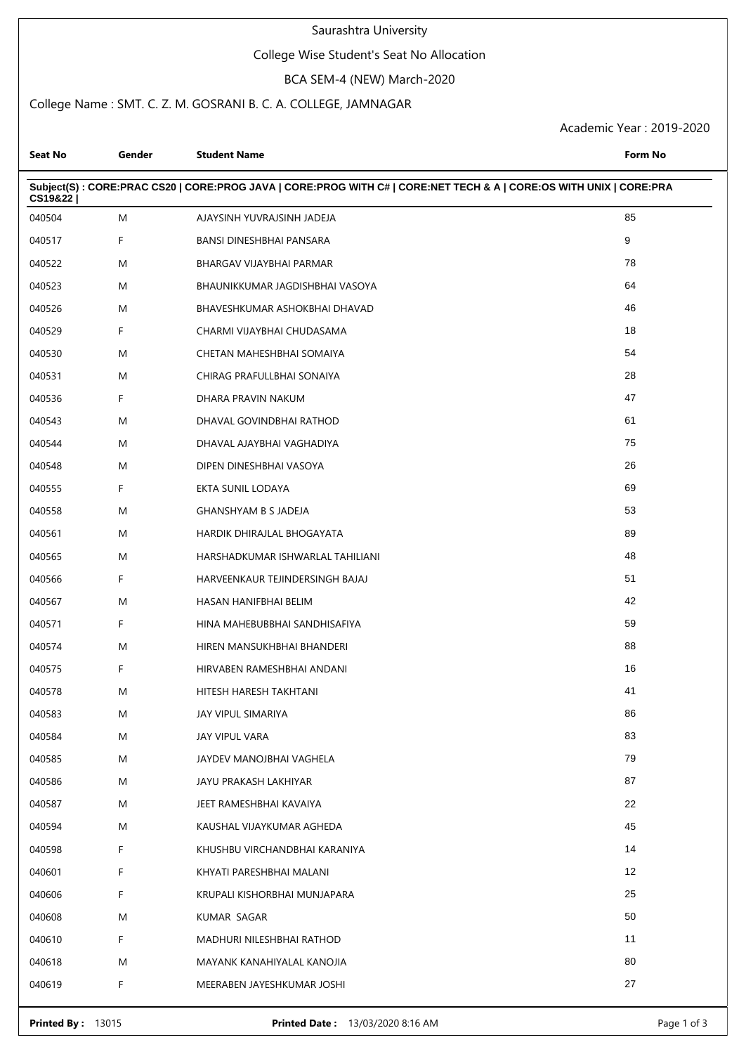# Saurashtra University

## College Wise Student's Seat No Allocation

### BCA SEM-4 (NEW) March-2020

College Name : SMT. C. Z. M. GOSRANI B. C. A. COLLEGE, JAMNAGAR

Academic Year : 2019-2020

| Seat No | Gender | Student Name | Form No |
|---|---|---|---|
| **Subject(S) : CORE:PRAC CS20 \| CORE:PROG JAVA \| CORE:PROG WITH C# \| CORE:NET TECH & A \| CORE:OS WITH UNIX \| CORE:PRA CS19&22 \|** | | | |
| 040504 | M | AJAYSINH YUVRAJSINH JADEJA | 85 |
| 040517 | F | BANSI DINESHBHAI PANSARA | 9 |
| 040522 | M | BHARGAV VIJAYBHAI PARMAR | 78 |
| 040523 | M | BHAUNIKKUMAR JAGDISHBHAI VASOYA | 64 |
| 040526 | M | BHAVESHKUMAR ASHOKBHAI DHAVAD | 46 |
| 040529 | F | CHARMI VIJAYBHAI CHUDASAMA | 18 |
| 040530 | M | CHETAN MAHESHBHAI SOMAIYA | 54 |
| 040531 | M | CHIRAG PRAFULLBHAI SONAIYA | 28 |
| 040536 | F | DHARA PRAVIN NAKUM | 47 |
| 040543 | M | DHAVAL GOVINDBHAI RATHOD | 61 |
| 040544 | M | DHAVAL AJAYBHAI VAGHADIYA | 75 |
| 040548 | M | DIPEN DINESHBHAI VASOYA | 26 |
| 040555 | F | EKTA SUNIL LODAYA | 69 |
| 040558 | M | GHANSHYAM B S JADEJA | 53 |
| 040561 | M | HARDIK DHIRAJLAL BHOGAYATA | 89 |
| 040565 | M | HARSHADKUMAR ISHWARLAL TAHILIANI | 48 |
| 040566 | F | HARVEENKAUR TEJINDERSINGH BAJAJ | 51 |
| 040567 | M | HASAN HANIFBHAI BELIM | 42 |
| 040571 | F | HINA MAHEBUBBHAI SANDHISAFIYA | 59 |
| 040574 | M | HIREN MANSUKHBHAI BHANDERI | 88 |
| 040575 | F | HIRVABEN RAMESHBHAI ANDANI | 16 |
| 040578 | M | HITESH HARESH TAKHTANI | 41 |
| 040583 | M | JAY VIPUL SIMARIYA | 86 |
| 040584 | M | JAY VIPUL VARA | 83 |
| 040585 | M | JAYDEV MANOJBHAI VAGHELA | 79 |
| 040586 | M | JAYU PRAKASH LAKHIYAR | 87 |
| 040587 | M | JEET RAMESHBHAI KAVAIYA | 22 |
| 040594 | M | KAUSHAL VIJAYKUMAR AGHEDA | 45 |
| 040598 | F | KHUSHBU VIRCHANDBHAI KARANIYA | 14 |
| 040601 | F | KHYATI PARESHBHAI MALANI | 12 |
| 040606 | F | KRUPALI KISHORBHAI MUNJAPARA | 25 |
| 040608 | M | KUMAR SAGAR | 50 |
| 040610 | F | MADHURI NILESHBHAI RATHOD | 11 |
| 040618 | M | MAYANK KANAHIYALAL KANOJIA | 80 |
| 040619 | F | MEERABEN JAYESHKUMAR JOSHI | 27 |

**Printed By :** 13015 **Printed Date :** 13/03/2020 8:16 AM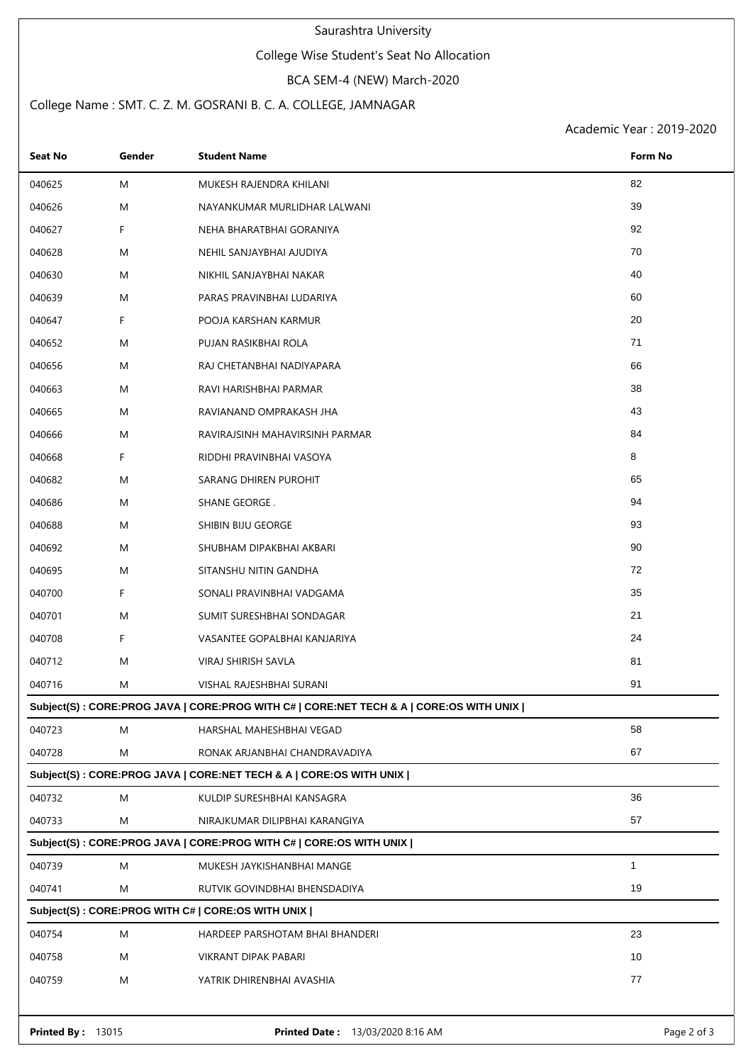Saurashtra University

College Wise Student's Seat No Allocation

BCA SEM-4 (NEW) March-2020

College Name : SMT. C. Z. M. GOSRANI B. C. A. COLLEGE, JAMNAGAR

Academic Year : 2019-2020

| Seat No | Gender | Student Name | Form No |
|---|---|---|---|
| 040625 | M | MUKESH RAJENDRA KHILANI | 82 |
| 040626 | M | NAYANKUMAR MURLIDHAR LALWANI | 39 |
| 040627 | F | NEHA BHARATBHAI GORANIYA | 92 |
| 040628 | M | NEHIL SANJAYBHAI AJUDIYA | 70 |
| 040630 | M | NIKHIL SANJAYBHAI NAKAR | 40 |
| 040639 | M | PARAS PRAVINBHAI LUDARIYA | 60 |
| 040647 | F | POOJA KARSHAN KARMUR | 20 |
| 040652 | M | PUJAN RASIKBHAI ROLA | 71 |
| 040656 | M | RAJ CHETANBHAI NADIYAPARA | 66 |
| 040663 | M | RAVI HARISHBHAI PARMAR | 38 |
| 040665 | M | RAVIANAND OMPRAKASH JHA | 43 |
| 040666 | M | RAVIRAJSINH MAHAVIRSINH PARMAR | 84 |
| 040668 | F | RIDDHI PRAVINBHAI VASOYA | 8 |
| 040682 | M | SARANG DHIREN PUROHIT | 65 |
| 040686 | M | SHANE GEORGE . | 94 |
| 040688 | M | SHIBIN BIJU GEORGE | 93 |
| 040692 | M | SHUBHAM DIPAKBHAI AKBARI | 90 |
| 040695 | M | SITANSHU NITIN GANDHA | 72 |
| 040700 | F | SONALI PRAVINBHAI VADGAMA | 35 |
| 040701 | M | SUMIT SURESHBHAI SONDAGAR | 21 |
| 040708 | F | VASANTEE GOPALBHAI KANJARIYA | 24 |
| 040712 | M | VIRAJ SHIRISH SAVLA | 81 |
| 040716 | M | VISHAL RAJESHBHAI SURANI | 91 |

**Subject(S) : CORE:PROG JAVA | CORE:PROG WITH C# | CORE:NET TECH & A | CORE:OS WITH UNIX |**

| Seat No | Gender | Student Name | Form No |
|---|---|---|---|
| 040723 | M | HARSHAL MAHESHBHAI VEGAD | 58 |
| 040728 | M | RONAK ARJANBHAI CHANDRAVADIYA | 67 |

**Subject(S) : CORE:PROG JAVA | CORE:NET TECH & A | CORE:OS WITH UNIX |**

| Seat No | Gender | Student Name | Form No |
|---|---|---|---|
| 040732 | M | KULDIP SURESHBHAI KANSAGRA | 36 |
| 040733 | M | NIRAJKUMAR DILIPBHAI KARANGIYA | 57 |

**Subject(S) : CORE:PROG JAVA | CORE:PROG WITH C# | CORE:OS WITH UNIX |**

| Seat No | Gender | Student Name | Form No |
|---|---|---|---|
| 040739 | M | MUKESH JAYKISHANBHAI MANGE | 1 |
| 040741 | M | RUTVIK GOVINDBHAI BHENSDADIYA | 19 |

**Subject(S) : CORE:PROG WITH C# | CORE:OS WITH UNIX |**

| Seat No | Gender | Student Name | Form No |
|---|---|---|---|
| 040754 | M | HARDEEP PARSHOTAM BHAI BHANDERI | 23 |
| 040758 | M | VIKRANT DIPAK PABARI | 10 |
| 040759 | M | YATRIK DHIRENBHAI AVASHIA | 77 |

**Printed By :** 13015 **Printed Date :** 13/03/2020 8:16 AM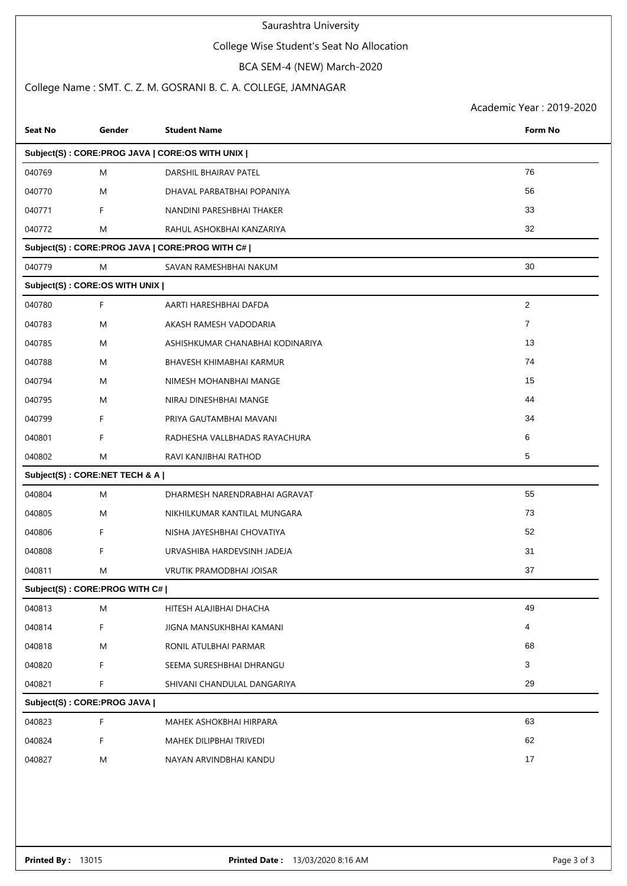Saurashtra University

College Wise Student's Seat No Allocation

BCA SEM-4 (NEW) March-2020

College Name : SMT. C. Z. M. GOSRANI B. C. A. COLLEGE, JAMNAGAR

Academic Year : 2019-2020

| Seat No | Gender | Student Name | Form No |
|---|---|---|---|
| **Subject(S) : CORE:PROG JAVA \| CORE:OS WITH UNIX \|** | | | |
| 040769 | M | DARSHIL BHAIRAV PATEL | 76 |
| 040770 | M | DHAVAL PARBATBHAI POPANIYA | 56 |
| 040771 | F | NANDINI PARESHBHAI THAKER | 33 |
| 040772 | M | RAHUL ASHOKBHAI KANZARIYA | 32 |
| **Subject(S) : CORE:PROG JAVA \| CORE:PROG WITH C# \|** | | | |
| 040779 | M | SAVAN RAMESHBHAI NAKUM | 30 |
| **Subject(S) : CORE:OS WITH UNIX \|** | | | |
| 040780 | F | AARTI HARESHBHAI DAFDA | 2 |
| 040783 | M | AKASH RAMESH VADODARIA | 7 |
| 040785 | M | ASHISHKUMAR CHANABHAI KODINARIYA | 13 |
| 040788 | M | BHAVESH KHIMABHAI KARMUR | 74 |
| 040794 | M | NIMESH MOHANBHAI MANGE | 15 |
| 040795 | M | NIRAJ DINESHBHAI MANGE | 44 |
| 040799 | F | PRIYA GAUTAMBHAI MAVANI | 34 |
| 040801 | F | RADHESHA VALLBHADAS RAYACHURA | 6 |
| 040802 | M | RAVI KANJIBHAI RATHOD | 5 |
| **Subject(S) : CORE:NET TECH & A \|** | | | |
| 040804 | M | DHARMESH NARENDRABHAI AGRAVAT | 55 |
| 040805 | M | NIKHILKUMAR KANTILAL MUNGARA | 73 |
| 040806 | F | NISHA JAYESHBHAI CHOVATIYA | 52 |
| 040808 | F | URVASHIBA HARDEVSINH JADEJA | 31 |
| 040811 | M | VRUTIK PRAMODBHAI JOISAR | 37 |
| **Subject(S) : CORE:PROG WITH C# \|** | | | |
| 040813 | M | HITESH ALAJIBHAI DHACHA | 49 |
| 040814 | F | JIGNA MANSUKHBHAI KAMANI | 4 |
| 040818 | M | RONIL ATULBHAI PARMAR | 68 |
| 040820 | F | SEEMA SURESHBHAI DHRANGU | 3 |
| 040821 | F | SHIVANI CHANDULAL DANGARIYA | 29 |
| **Subject(S) : CORE:PROG JAVA \|** | | | |
| 040823 | F | MAHEK ASHOKBHAI HIRPARA | 63 |
| 040824 | F | MAHEK DILIPBHAI TRIVEDI | 62 |
| 040827 | M | NAYAN ARVINDBHAI KANDU | 17 |

**Printed By :** 13015 **Printed Date :** 13/03/2020 8:16 AM